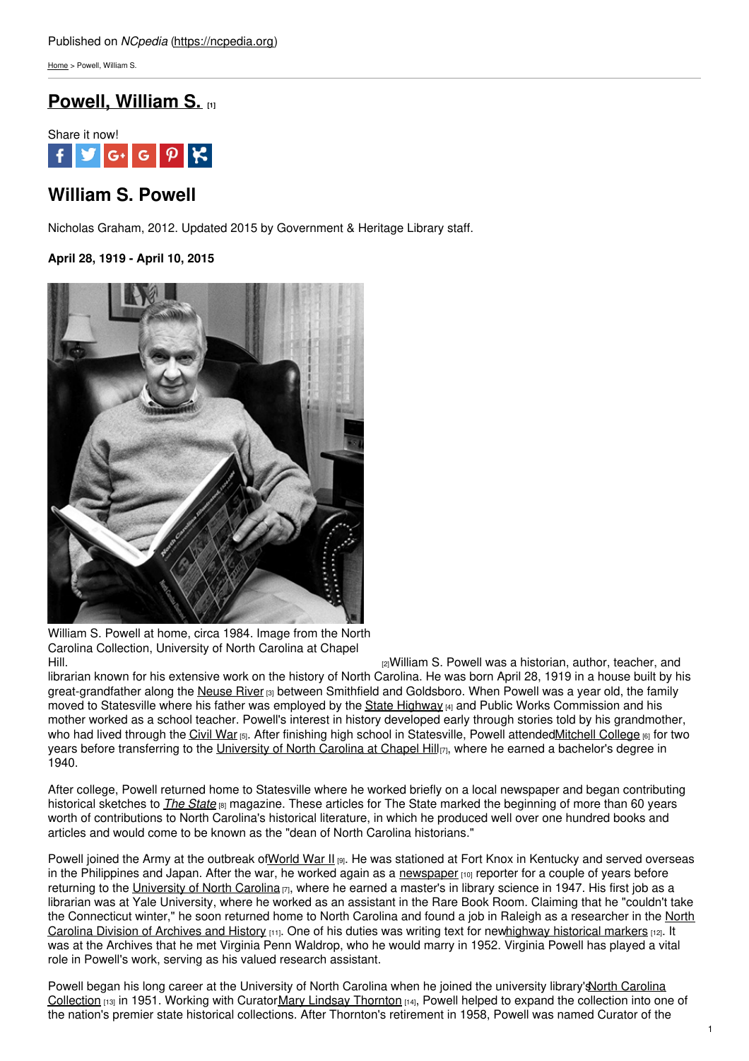Published on *NCpedia* (https://ncpedia.org)

Home > Powell, William S.

# Powell, William S. [1]

Share it now!

## William S. Powell

Nicholas Graham, 2012. Updated 2015 by Government & Heritage Library staff.

**April 28, 1919 - April 10, 2015**

William S. Powell at home, circa 1984. Image from the North Carolina Collection, University of North Carolina at Chapel Hill.

[2]William S. Powell was a historian, author, teacher, and librarian known for his extensive work on the history of North Carolina. He was born April 28, 1919 in a house built by his great-grandfather along the Neuse River [3] between Smithfield and Goldsboro. When Powell was a year old, the family moved to Statesville where his father was employed by the State Highway [4] and Public Works Commission and his mother worked as a school teacher. Powell's interest in history developed early through stories told by his grandmother, who had lived through the Civil War [5]. After finishing high school in Statesville, Powell attended Mitchell College [6] for two years before transferring to the University of North Carolina at Chapel Hill [7], where he earned a bachelor's degree in 1940.

After college, Powell returned home to Statesville where he worked briefly on a local newspaper and began contributing historical sketches to *The State* [8] magazine. These articles for The State marked the beginning of more than 60 years worth of contributions to North Carolina's historical literature, in which he produced well over one hundred books and articles and would come to be known as the "dean of North Carolina historians."

Powell joined the Army at the outbreak of World War II [9]. He was stationed at Fort Knox in Kentucky and served overseas in the Philippines and Japan. After the war, he worked again as a newspaper [10] reporter for a couple of years before returning to the University of North Carolina [7], where he earned a master's in library science in 1947. His first job as a librarian was at Yale University, where he worked as an assistant in the Rare Book Room. Claiming that he "couldn't take the Connecticut winter," he soon returned home to North Carolina and found a job in Raleigh as a researcher in the North Carolina Division of Archives and History [11]. One of his duties was writing text for new highway historical markers [12]. It was at the Archives that he met Virginia Penn Waldrop, who he would marry in 1952. Virginia Powell has played a vital role in Powell's work, serving as his valued research assistant.

Powell began his long career at the University of North Carolina when he joined the university library's North Carolina Collection [13] in 1951. Working with Curator Mary Lindsay Thornton [14], Powell helped to expand the collection into one of the nation's premier state historical collections. After Thornton's retirement in 1958, Powell was named Curator of the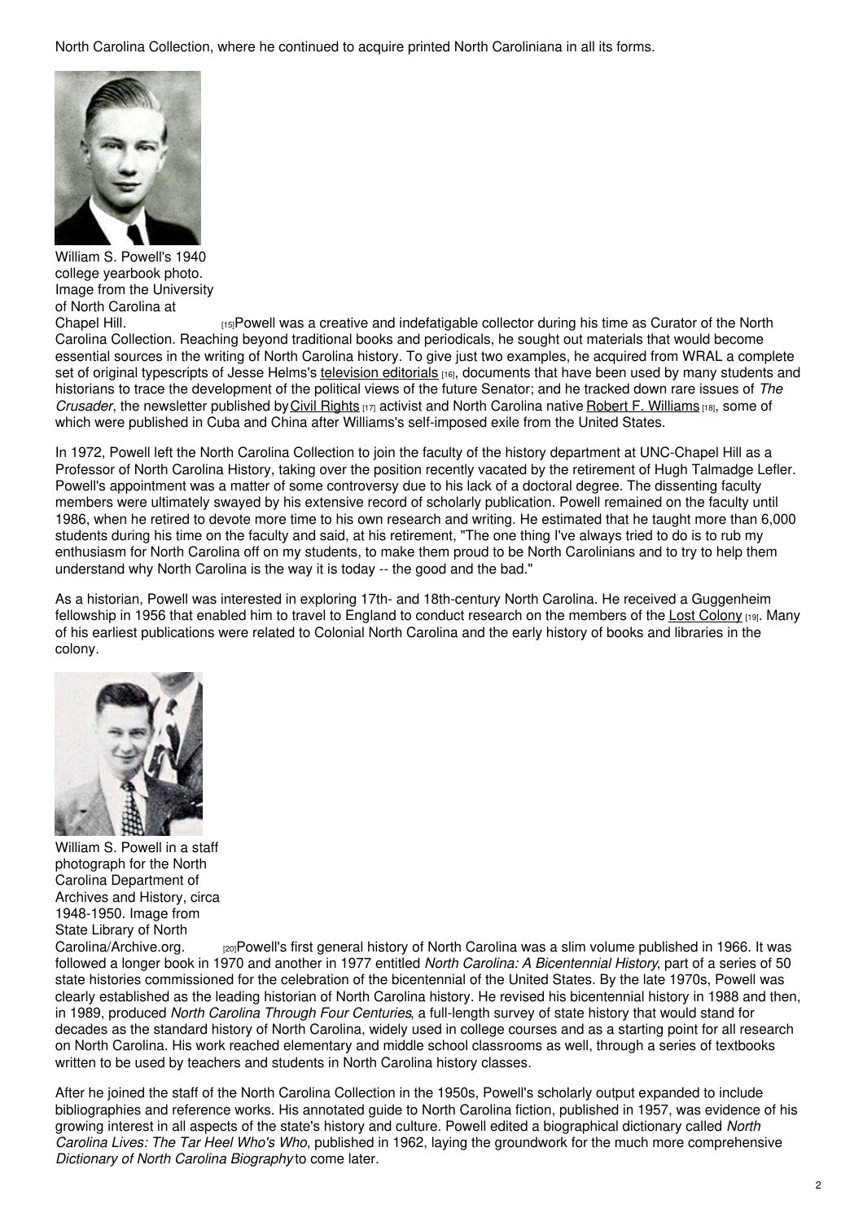North Carolina Collection, where he continued to acquire printed North Caroliniana in all its forms.

William S. Powell's 1940 college yearbook photo. Image from the University of North Carolina at Chapel Hill. [15]

Powell was a creative and indefatigable collector during his time as Curator of the North Carolina Collection. Reaching beyond traditional books and periodicals, he sought out materials that would become essential sources in the writing of North Carolina history. To give just two examples, he acquired from WRAL a complete set of original typescripts of Jesse Helms's television editorials [16], documents that have been used by many students and historians to trace the development of the political views of the future Senator; and he tracked down rare issues of *The Crusader*, the newsletter published by Civil Rights [17] activist and North Carolina native Robert F. Williams [18], some of which were published in Cuba and China after Williams's self-imposed exile from the United States.

In 1972, Powell left the North Carolina Collection to join the faculty of the history department at UNC-Chapel Hill as a Professor of North Carolina History, taking over the position recently vacated by the retirement of Hugh Talmadge Lefler. Powell's appointment was a matter of some controversy due to his lack of a doctoral degree. The dissenting faculty members were ultimately swayed by his extensive record of scholarly publication. Powell remained on the faculty until 1986, when he retired to devote more time to his own research and writing. He estimated that he taught more than 6,000 students during his time on the faculty and said, at his retirement, "The one thing I've always tried to do is to rub my enthusiasm for North Carolina off on my students, to make them proud to be North Carolinians and to try to help them understand why North Carolina is the way it is today -- the good and the bad."

As a historian, Powell was interested in exploring 17th- and 18th-century North Carolina. He received a Guggenheim fellowship in 1956 that enabled him to travel to England to conduct research on the members of the Lost Colony [19]. Many of his earliest publications were related to Colonial North Carolina and the early history of books and libraries in the colony.

William S. Powell in a staff photograph for the North Carolina Department of Archives and History, circa 1948-1950. Image from State Library of North Carolina/Archive.org. [20]

Powell's first general history of North Carolina was a slim volume published in 1966. It was followed a longer book in 1970 and another in 1977 entitled *North Carolina: A Bicentennial History*, part of a series of 50 state histories commissioned for the celebration of the bicentennial of the United States. By the late 1970s, Powell was clearly established as the leading historian of North Carolina history. He revised his bicentennial history in 1988 and then, in 1989, produced *North Carolina Through Four Centuries*, a full-length survey of state history that would stand for decades as the standard history of North Carolina, widely used in college courses and as a starting point for all research on North Carolina. His work reached elementary and middle school classrooms as well, through a series of textbooks written to be used by teachers and students in North Carolina history classes.

After he joined the staff of the North Carolina Collection in the 1950s, Powell's scholarly output expanded to include bibliographies and reference works. His annotated guide to North Carolina fiction, published in 1957, was evidence of his growing interest in all aspects of the state's history and culture. Powell edited a biographical dictionary called *North Carolina Lives: The Tar Heel Who's Who*, published in 1962, laying the groundwork for the much more comprehensive *Dictionary of North Carolina Biography* to come later.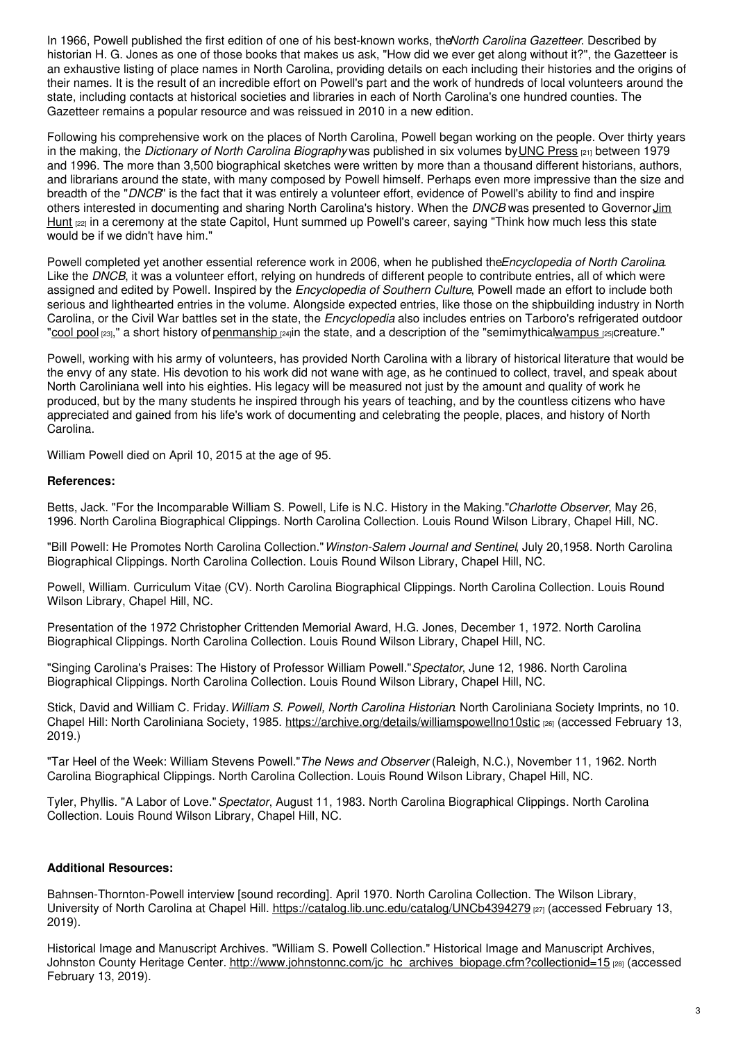In 1966, Powell published the first edition of one of his best-known works, the *North Carolina Gazetteer*. Described by historian H. G. Jones as one of those books that makes us ask, "How did we ever get along without it?", the Gazetteer is an exhaustive listing of place names in North Carolina, providing details on each including their histories and the origins of their names. It is the result of an incredible effort on Powell's part and the work of hundreds of local volunteers around the state, including contacts at historical societies and libraries in each of North Carolina's one hundred counties. The Gazetteer remains a popular resource and was reissued in 2010 in a new edition.

Following his comprehensive work on the places of North Carolina, Powell began working on the people. Over thirty years in the making, the *Dictionary of North Carolina Biography* was published in six volumes by UNC Press [21] between 1979 and 1996. The more than 3,500 biographical sketches were written by more than a thousand different historians, authors, and librarians around the state, with many composed by Powell himself. Perhaps even more impressive than the size and breadth of the "*DNCB*" is the fact that it was entirely a volunteer effort, evidence of Powell's ability to find and inspire others interested in documenting and sharing North Carolina's history. When the *DNCB* was presented to Governor Jim Hunt [22] in a ceremony at the state Capitol, Hunt summed up Powell's career, saying "Think how much less this state would be if we didn't have him."

Powell completed yet another essential reference work in 2006, when he published the *Encyclopedia of North Carolina*. Like the *DNCB*, it was a volunteer effort, relying on hundreds of different people to contribute entries, all of which were assigned and edited by Powell. Inspired by the *Encyclopedia of Southern Culture*, Powell made an effort to include both serious and lighthearted entries in the volume. Alongside expected entries, like those on the shipbuilding industry in North Carolina, or the Civil War battles set in the state, the *Encyclopedia* also includes entries on Tarboro's refrigerated outdoor "cool pool [23]," a short history of penmanship [24] in the state, and a description of the "semimythical wampus [25] creature."

Powell, working with his army of volunteers, has provided North Carolina with a library of historical literature that would be the envy of any state. His devotion to his work did not wane with age, as he continued to collect, travel, and speak about North Caroliniana well into his eighties. His legacy will be measured not just by the amount and quality of work he produced, but by the many students he inspired through his years of teaching, and by the countless citizens who have appreciated and gained from his life's work of documenting and celebrating the people, places, and history of North Carolina.

William Powell died on April 10, 2015 at the age of 95.

**References:**

Betts, Jack. "For the Incomparable William S. Powell, Life is N.C. History in the Making." *Charlotte Observer*, May 26, 1996. North Carolina Biographical Clippings. North Carolina Collection. Louis Round Wilson Library, Chapel Hill, NC.

"Bill Powell: He Promotes North Carolina Collection." *Winston-Salem Journal and Sentinel*, July 20,1958. North Carolina Biographical Clippings. North Carolina Collection. Louis Round Wilson Library, Chapel Hill, NC.

Powell, William. Curriculum Vitae (CV). North Carolina Biographical Clippings. North Carolina Collection. Louis Round Wilson Library, Chapel Hill, NC.

Presentation of the 1972 Christopher Crittenden Memorial Award, H.G. Jones, December 1, 1972. North Carolina Biographical Clippings. North Carolina Collection. Louis Round Wilson Library, Chapel Hill, NC.

"Singing Carolina's Praises: The History of Professor William Powell." *Spectator*, June 12, 1986. North Carolina Biographical Clippings. North Carolina Collection. Louis Round Wilson Library, Chapel Hill, NC.

Stick, David and William C. Friday. *William S. Powell, North Carolina Historian*. North Caroliniana Society Imprints, no 10. Chapel Hill: North Caroliniana Society, 1985. https://archive.org/details/williamspowellno10stic [26] (accessed February 13, 2019.)

"Tar Heel of the Week: William Stevens Powell." *The News and Observer* (Raleigh, N.C.), November 11, 1962. North Carolina Biographical Clippings. North Carolina Collection. Louis Round Wilson Library, Chapel Hill, NC.

Tyler, Phyllis. "A Labor of Love." *Spectator*, August 11, 1983. North Carolina Biographical Clippings. North Carolina Collection. Louis Round Wilson Library, Chapel Hill, NC.

**Additional Resources:**

Bahnsen-Thornton-Powell interview [sound recording]. April 1970. North Carolina Collection. The Wilson Library, University of North Carolina at Chapel Hill. https://catalog.lib.unc.edu/catalog/UNCb4394279 [27] (accessed February 13, 2019).

Historical Image and Manuscript Archives. "William S. Powell Collection." Historical Image and Manuscript Archives, Johnston County Heritage Center. http://www.johnstonnc.com/jc_hc_archives_biopage.cfm?collectionid=15 [28] (accessed February 13, 2019).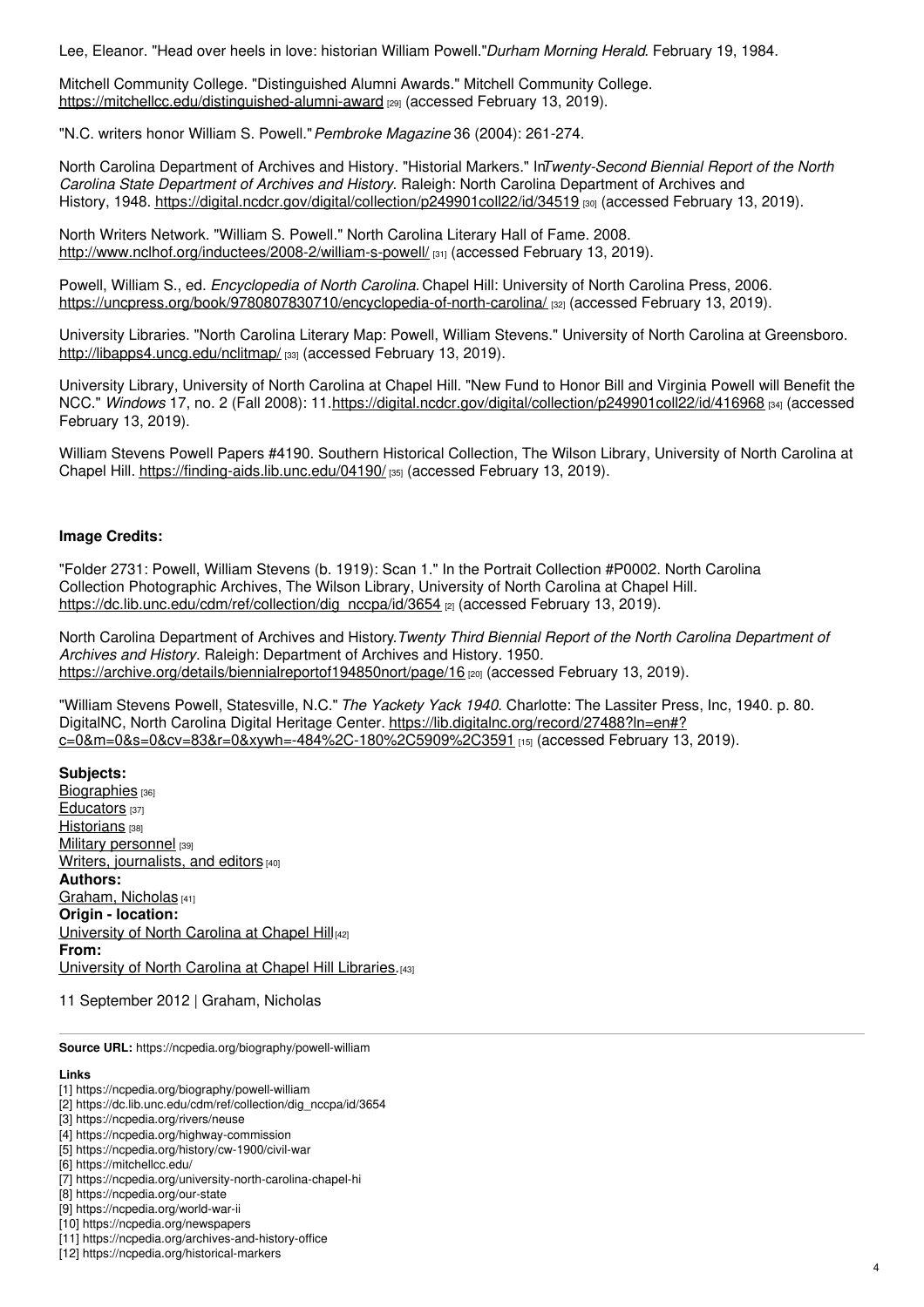Lee, Eleanor. "Head over heels in love: historian William Powell."*Durham Morning Herald*. February 19, 1984.

Mitchell Community College. "Distinguished Alumni Awards." Mitchell Community College. https://mitchellcc.edu/distinguished-alumni-award [29] (accessed February 13, 2019).

"N.C. writers honor William S. Powell." *Pembroke Magazine* 36 (2004): 261-274.

North Carolina Department of Archives and History. "Historial Markers." In *Twenty-Second Biennial Report of the North Carolina State Department of Archives and History.* Raleigh: North Carolina Department of Archives and History, 1948. https://digital.ncdcr.gov/digital/collection/p249901coll22/id/34519 [30] (accessed February 13, 2019).

North Writers Network. "William S. Powell." North Carolina Literary Hall of Fame. 2008. http://www.nclhof.org/inductees/2008-2/william-s-powell/ [31] (accessed February 13, 2019).

Powell, William S., ed. *Encyclopedia of North Carolina.* Chapel Hill: University of North Carolina Press, 2006. https://uncpress.org/book/9780807830710/encyclopedia-of-north-carolina/ [32] (accessed February 13, 2019).

University Libraries. "North Carolina Literary Map: Powell, William Stevens." University of North Carolina at Greensboro. http://libapps4.uncg.edu/nclitmap/ [33] (accessed February 13, 2019).

University Library, University of North Carolina at Chapel Hill. "New Fund to Honor Bill and Virginia Powell will Benefit the NCC." *Windows* 17, no. 2 (Fall 2008): 11. https://digital.ncdcr.gov/digital/collection/p249901coll22/id/416968 [34] (accessed February 13, 2019).

William Stevens Powell Papers #4190. Southern Historical Collection, The Wilson Library, University of North Carolina at Chapel Hill. https://finding-aids.lib.unc.edu/04190/ [35] (accessed February 13, 2019).

**Image Credits:**

"Folder 2731: Powell, William Stevens (b. 1919): Scan 1." In the Portrait Collection #P0002. North Carolina Collection Photographic Archives, The Wilson Library, University of North Carolina at Chapel Hill. https://dc.lib.unc.edu/cdm/ref/collection/dig_nccpa/id/3654 [2] (accessed February 13, 2019).

North Carolina Department of Archives and History. *Twenty Third Biennial Report of the North Carolina Department of Archives and History*. Raleigh: Department of Archives and History. 1950. https://archive.org/details/biennialreportof194850nort/page/16 [20] (accessed February 13, 2019).

"William Stevens Powell, Statesville, N.C." *The Yackety Yack 1940.* Charlotte: The Lassiter Press, Inc, 1940. p. 80. DigitalNC, North Carolina Digital Heritage Center. https://lib.digitalnc.org/record/27488?ln=en#?c=0&m=0&s=0&cv=83&r=0&xywh=-484%2C-180%2C5909%2C3591 [15] (accessed February 13, 2019).

**Subjects:**
Biographies [36]
Educators [37]
Historians [38]
Military personnel [39]
Writers, journalists, and editors [40]
**Authors:**
Graham, Nicholas [41]
**Origin - location:**
University of North Carolina at Chapel Hill [42]
**From:**
University of North Carolina at Chapel Hill Libraries. [43]

11 September 2012 | Graham, Nicholas

**Source URL:** https://ncpedia.org/biography/powell-william

**Links**
[1] https://ncpedia.org/biography/powell-william
[2] https://dc.lib.unc.edu/cdm/ref/collection/dig_nccpa/id/3654
[3] https://ncpedia.org/rivers/neuse
[4] https://ncpedia.org/highway-commission
[5] https://ncpedia.org/history/cw-1900/civil-war
[6] https://mitchellcc.edu/
[7] https://ncpedia.org/university-north-carolina-chapel-hi
[8] https://ncpedia.org/our-state
[9] https://ncpedia.org/world-war-ii
[10] https://ncpedia.org/newspapers
[11] https://ncpedia.org/archives-and-history-office
[12] https://ncpedia.org/historical-markers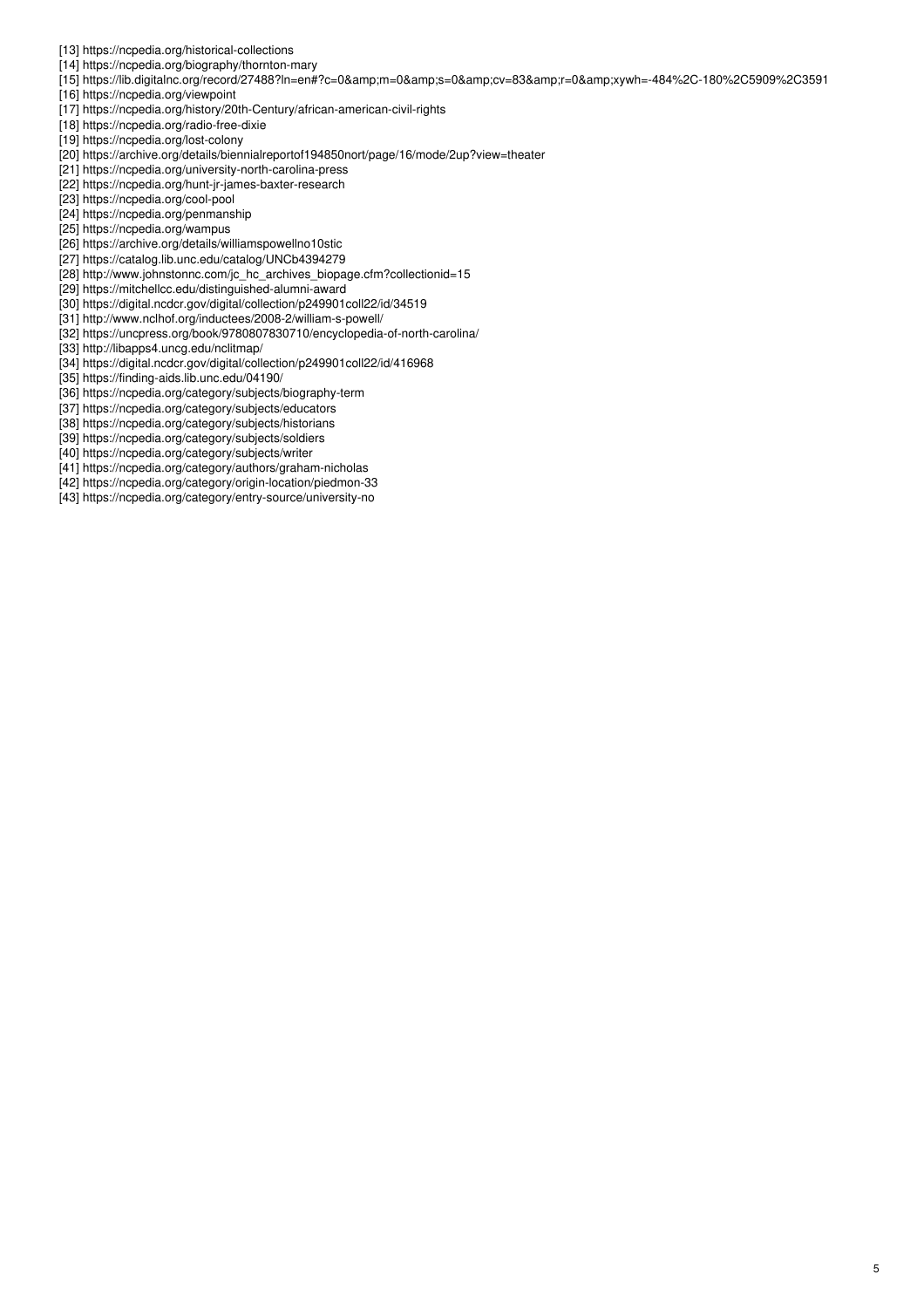[13] https://ncpedia.org/historical-collections
[14] https://ncpedia.org/biography/thornton-mary
[15] https://lib.digitalnc.org/record/27488?ln=en#?c=0&amp;m=0&amp;s=0&amp;cv=83&amp;r=0&amp;xywh=-484%2C-180%2C5909%2C3591
[16] https://ncpedia.org/viewpoint
[17] https://ncpedia.org/history/20th-Century/african-american-civil-rights
[18] https://ncpedia.org/radio-free-dixie
[19] https://ncpedia.org/lost-colony
[20] https://archive.org/details/biennialreportof194850nort/page/16/mode/2up?view=theater
[21] https://ncpedia.org/university-north-carolina-press
[22] https://ncpedia.org/hunt-jr-james-baxter-research
[23] https://ncpedia.org/cool-pool
[24] https://ncpedia.org/penmanship
[25] https://ncpedia.org/wampus
[26] https://archive.org/details/williamspowellno10stic
[27] https://catalog.lib.unc.edu/catalog/UNCb4394279
[28] http://www.johnstonnc.com/jc_hc_archives_biopage.cfm?collectionid=15
[29] https://mitchellcc.edu/distinguished-alumni-award
[30] https://digital.ncdcr.gov/digital/collection/p249901coll22/id/34519
[31] http://www.nclhof.org/inductees/2008-2/william-s-powell/
[32] https://uncpress.org/book/9780807830710/encyclopedia-of-north-carolina/
[33] http://libapps4.uncg.edu/nclitmap/
[34] https://digital.ncdcr.gov/digital/collection/p249901coll22/id/416968
[35] https://finding-aids.lib.unc.edu/04190/
[36] https://ncpedia.org/category/subjects/biography-term
[37] https://ncpedia.org/category/subjects/educators
[38] https://ncpedia.org/category/subjects/historians
[39] https://ncpedia.org/category/subjects/soldiers
[40] https://ncpedia.org/category/subjects/writer
[41] https://ncpedia.org/category/authors/graham-nicholas
[42] https://ncpedia.org/category/origin-location/piedmon-33
[43] https://ncpedia.org/category/entry-source/university-no